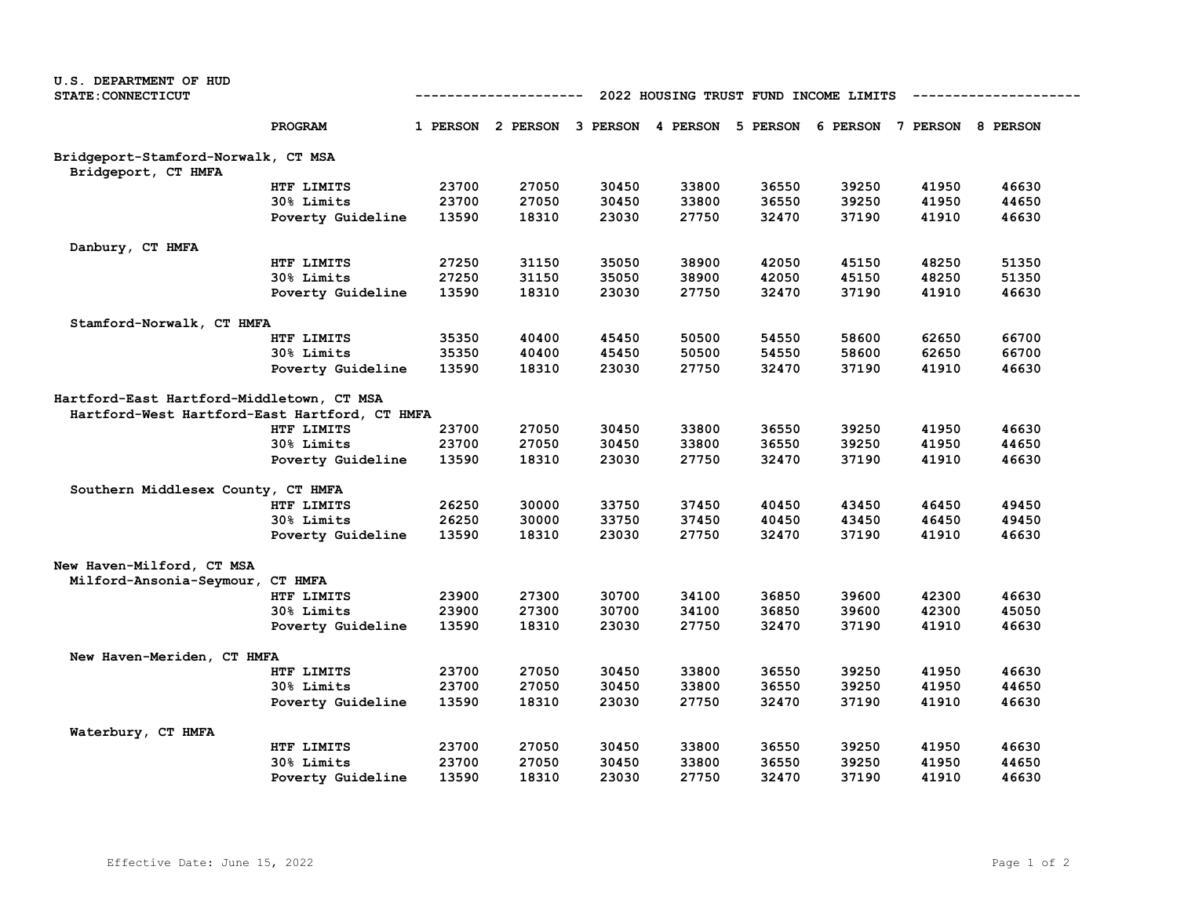U.S. DEPARTMENT OF HUD
STATE:CONNECTICUT

## 2022 HOUSING TRUST FUND INCOME LIMITS

| | PROGRAM | 1 PERSON | 2 PERSON | 3 PERSON | 4 PERSON | 5 PERSON | 6 PERSON | 7 PERSON | 8 PERSON |
|---|---|---|---|---|---|---|---|---|---|
| **Bridgeport-Stamford-Norwalk, CT MSA** | | | | | | | | | |
| Bridgeport, CT HMFA | | | | | | | | | |
| | HTF LIMITS | 23700 | 27050 | 30450 | 33800 | 36550 | 39250 | 41950 | 46630 |
| | 30% Limits | 23700 | 27050 | 30450 | 33800 | 36550 | 39250 | 41950 | 44650 |
| | Poverty Guideline | 13590 | 18310 | 23030 | 27750 | 32470 | 37190 | 41910 | 46630 |
| Danbury, CT HMFA | | | | | | | | | |
| | HTF LIMITS | 27250 | 31150 | 35050 | 38900 | 42050 | 45150 | 48250 | 51350 |
| | 30% Limits | 27250 | 31150 | 35050 | 38900 | 42050 | 45150 | 48250 | 51350 |
| | Poverty Guideline | 13590 | 18310 | 23030 | 27750 | 32470 | 37190 | 41910 | 46630 |
| Stamford-Norwalk, CT HMFA | | | | | | | | | |
| | HTF LIMITS | 35350 | 40400 | 45450 | 50500 | 54550 | 58600 | 62650 | 66700 |
| | 30% Limits | 35350 | 40400 | 45450 | 50500 | 54550 | 58600 | 62650 | 66700 |
| | Poverty Guideline | 13590 | 18310 | 23030 | 27750 | 32470 | 37190 | 41910 | 46630 |
| **Hartford-East Hartford-Middletown, CT MSA** | | | | | | | | | |
| Hartford-West Hartford-East Hartford, CT HMFA | | | | | | | | | |
| | HTF LIMITS | 23700 | 27050 | 30450 | 33800 | 36550 | 39250 | 41950 | 46630 |
| | 30% Limits | 23700 | 27050 | 30450 | 33800 | 36550 | 39250 | 41950 | 44650 |
| | Poverty Guideline | 13590 | 18310 | 23030 | 27750 | 32470 | 37190 | 41910 | 46630 |
| Southern Middlesex County, CT HMFA | | | | | | | | | |
| | HTF LIMITS | 26250 | 30000 | 33750 | 37450 | 40450 | 43450 | 46450 | 49450 |
| | 30% Limits | 26250 | 30000 | 33750 | 37450 | 40450 | 43450 | 46450 | 49450 |
| | Poverty Guideline | 13590 | 18310 | 23030 | 27750 | 32470 | 37190 | 41910 | 46630 |
| **New Haven-Milford, CT MSA** | | | | | | | | | |
| Milford-Ansonia-Seymour, CT HMFA | | | | | | | | | |
| | HTF LIMITS | 23900 | 27300 | 30700 | 34100 | 36850 | 39600 | 42300 | 46630 |
| | 30% Limits | 23900 | 27300 | 30700 | 34100 | 36850 | 39600 | 42300 | 45050 |
| | Poverty Guideline | 13590 | 18310 | 23030 | 27750 | 32470 | 37190 | 41910 | 46630 |
| New Haven-Meriden, CT HMFA | | | | | | | | | |
| | HTF LIMITS | 23700 | 27050 | 30450 | 33800 | 36550 | 39250 | 41950 | 46630 |
| | 30% Limits | 23700 | 27050 | 30450 | 33800 | 36550 | 39250 | 41950 | 44650 |
| | Poverty Guideline | 13590 | 18310 | 23030 | 27750 | 32470 | 37190 | 41910 | 46630 |
| Waterbury, CT HMFA | | | | | | | | | |
| | HTF LIMITS | 23700 | 27050 | 30450 | 33800 | 36550 | 39250 | 41950 | 46630 |
| | 30% Limits | 23700 | 27050 | 30450 | 33800 | 36550 | 39250 | 41950 | 44650 |
| | Poverty Guideline | 13590 | 18310 | 23030 | 27750 | 32470 | 37190 | 41910 | 46630 |

Effective Date: June 15, 2022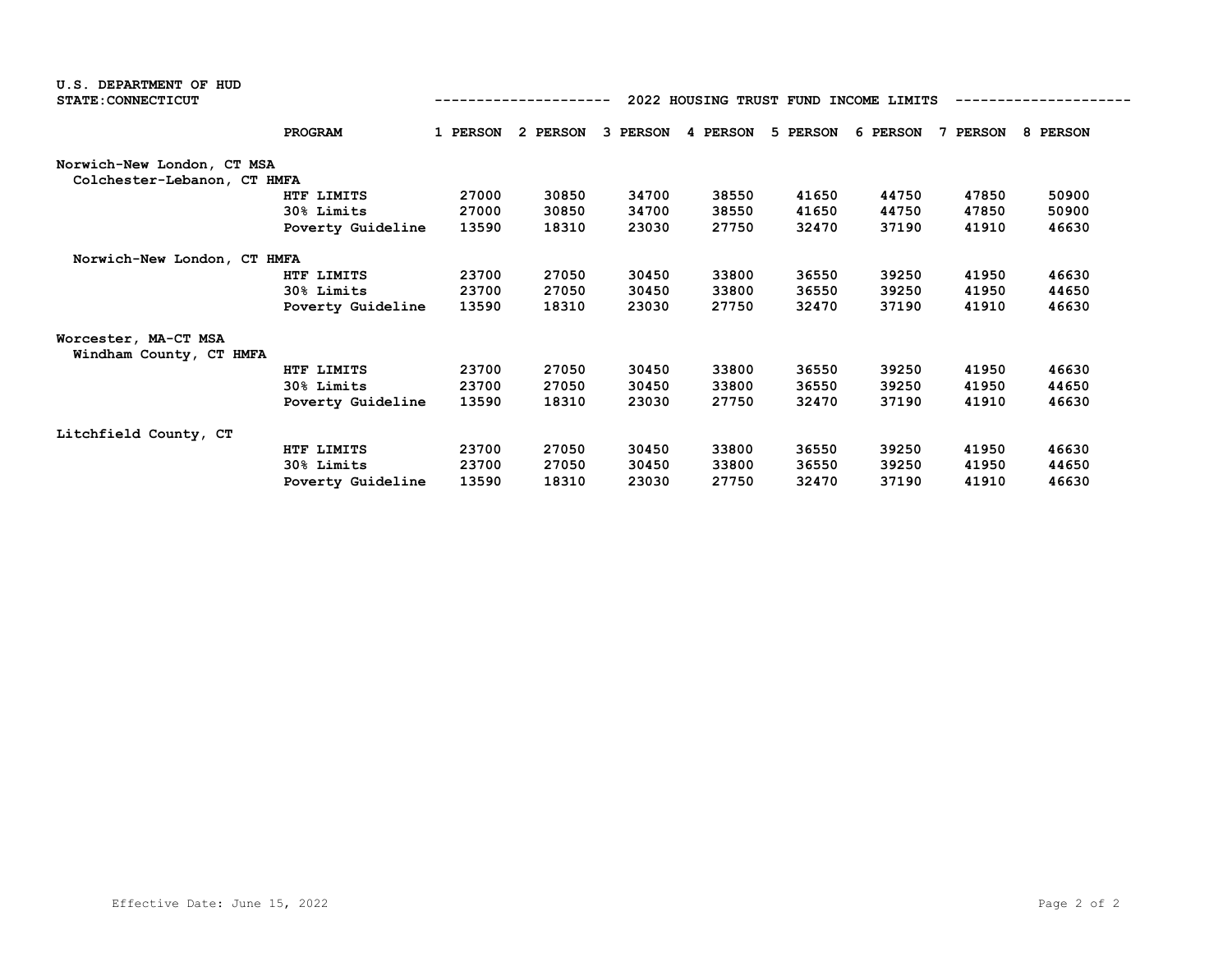U.S. DEPARTMENT OF HUD
STATE:CONNECTICUT

# 2022 HOUSING TRUST FUND INCOME LIMITS

| | PROGRAM | 1 PERSON | 2 PERSON | 3 PERSON | 4 PERSON | 5 PERSON | 6 PERSON | 7 PERSON | 8 PERSON |
|---|---|---|---|---|---|---|---|---|---|
| **Norwich-New London, CT MSA** | | | | | | | | | |
| **Colchester-Lebanon, CT HMFA** | | | | | | | | | |
| | HTF LIMITS | 27000 | 30850 | 34700 | 38550 | 41650 | 44750 | 47850 | 50900 |
| | 30% Limits | 27000 | 30850 | 34700 | 38550 | 41650 | 44750 | 47850 | 50900 |
| | Poverty Guideline | 13590 | 18310 | 23030 | 27750 | 32470 | 37190 | 41910 | 46630 |
| **Norwich-New London, CT HMFA** | | | | | | | | | |
| | HTF LIMITS | 23700 | 27050 | 30450 | 33800 | 36550 | 39250 | 41950 | 46630 |
| | 30% Limits | 23700 | 27050 | 30450 | 33800 | 36550 | 39250 | 41950 | 44650 |
| | Poverty Guideline | 13590 | 18310 | 23030 | 27750 | 32470 | 37190 | 41910 | 46630 |
| **Worcester, MA-CT MSA** | | | | | | | | | |
| **Windham County, CT HMFA** | | | | | | | | | |
| | HTF LIMITS | 23700 | 27050 | 30450 | 33800 | 36550 | 39250 | 41950 | 46630 |
| | 30% Limits | 23700 | 27050 | 30450 | 33800 | 36550 | 39250 | 41950 | 44650 |
| | Poverty Guideline | 13590 | 18310 | 23030 | 27750 | 32470 | 37190 | 41910 | 46630 |
| **Litchfield County, CT** | | | | | | | | | |
| | HTF LIMITS | 23700 | 27050 | 30450 | 33800 | 36550 | 39250 | 41950 | 46630 |
| | 30% Limits | 23700 | 27050 | 30450 | 33800 | 36550 | 39250 | 41950 | 44650 |
| | Poverty Guideline | 13590 | 18310 | 23030 | 27750 | 32470 | 37190 | 41910 | 46630 |

Effective Date: June 15, 2022